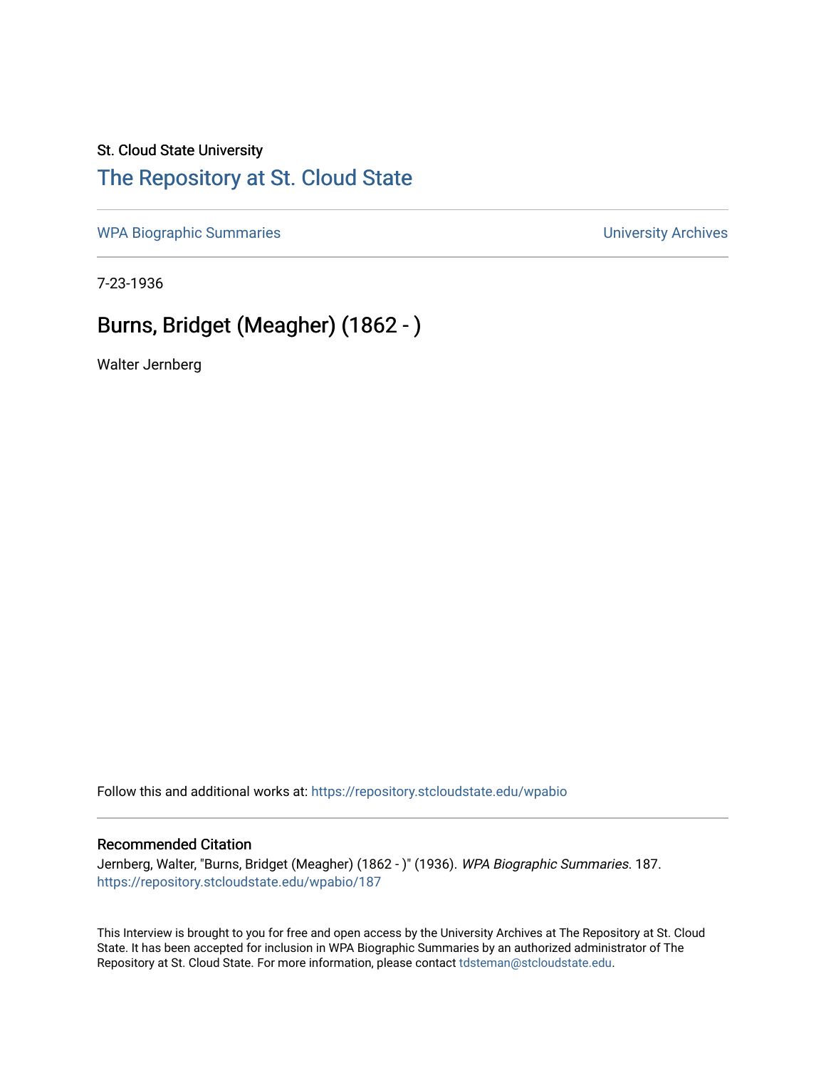St. Cloud State University

# The Repository at St. Cloud State

WPA Biographic Summaries | University Archives

7-23-1936

## Burns, Bridget (Meagher) (1862 - )

Walter Jernberg

Follow this and additional works at: https://repository.stcloudstate.edu/wpabio

### Recommended Citation

Jernberg, Walter, "Burns, Bridget (Meagher) (1862 - )" (1936). *WPA Biographic Summaries*. 187. https://repository.stcloudstate.edu/wpabio/187

This Interview is brought to you for free and open access by the University Archives at The Repository at St. Cloud State. It has been accepted for inclusion in WPA Biographic Summaries by an authorized administrator of The Repository at St. Cloud State. For more information, please contact tdsteman@stcloudstate.edu.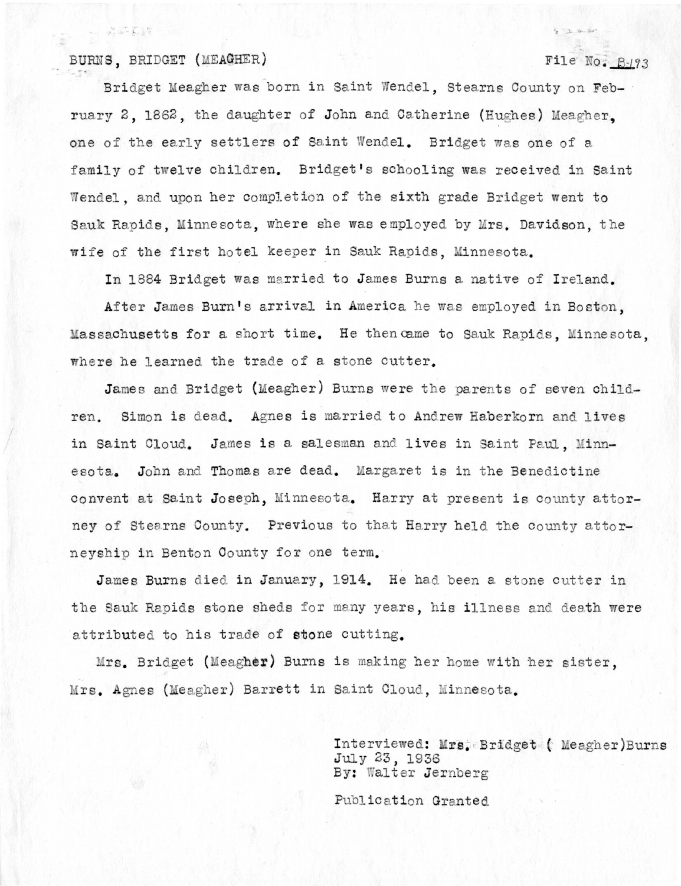BURNS, BRIDGET (MEAGHER) File No: B-193

Bridget Meagher was born in Saint Wendel, Stearns County on February 2, 1862, the daughter of John and Catherine (Hughes) Meagher, one of the early settlers of Saint Wendel. Bridget was one of a family of twelve children. Bridget's schooling was received in Saint Wendel, and upon her completion of the sixth grade Bridget went to Sauk Rapids, Minnesota, where she was employed by Mrs. Davidson, the wife of the first hotel keeper in Sauk Rapids, Minnesota.

In 1884 Bridget was married to James Burns a native of Ireland.

After James Burn's arrival in America he was employed in Boston, Massachusetts for a short time. He then came to Sauk Rapids, Minnesota, where he learned the trade of a stone cutter.

James and Bridget (Meagher) Burns were the parents of seven children. Simon is dead. Agnes is married to Andrew Haberkorn and lives in Saint Cloud. James is a salesman and lives in Saint Paul, Minnesota. John and Thomas are dead. Margaret is in the Benedictine convent at Saint Joseph, Minnesota. Harry at present is county attorney of Stearns County. Previous to that Harry held the county attorneyship in Benton County for one term.

James Burns died in January, 1914. He had been a stone cutter in the Sauk Rapids stone sheds for many years, his illness and death were attributed to his trade of stone cutting.

Mrs. Bridget (Meagher) Burns is making her home with her sister, Mrs. Agnes (Meagher) Barrett in Saint Cloud, Minnesota.

Interviewed: Mrs. Bridget ( Meagher)Burns
July 23, 1936
By: Walter Jernberg

Publication Granted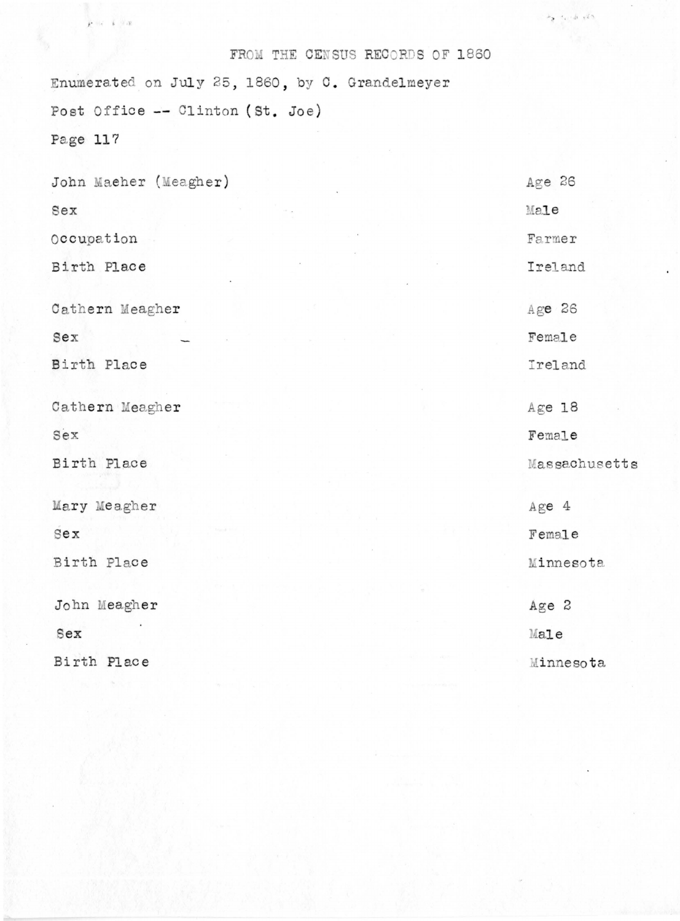# FROM THE CENSUS RECORDS OF 1860

Enumerated on July 25, 1860, by C. Grandelmeyer

Post Office -- Clinton (St. Joe)

Page 117

| | |
|---|---|
| John Maeher (Meagher) | Age 26 |
| Sex | Male |
| Occupation | Farmer |
| Birth Place | Ireland |
| | |
| Cathern Meagher | Age 26 |
| Sex | Female |
| Birth Place | Ireland |
| | |
| Cathern Meagher | Age 18 |
| Sex | Female |
| Birth Place | Massachusetts |
| | |
| Mary Meagher | Age 4 |
| Sex | Female |
| Birth Place | Minnesota |
| | |
| John Meagher | Age 2 |
| Sex | Male |
| Birth Place | Minnesota |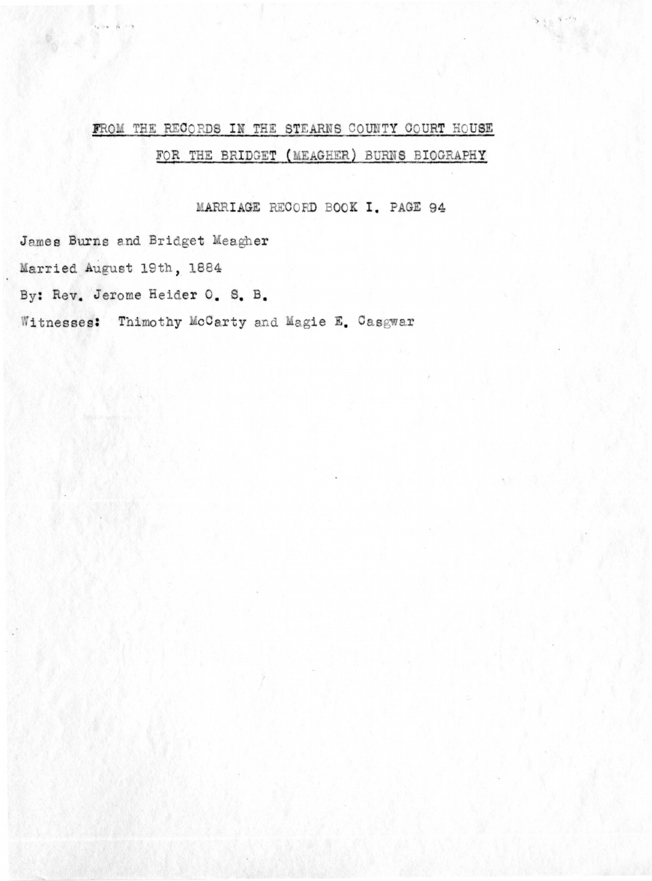# FROM THE RECORDS IN THE STEARNS COUNTY COURT HOUSE

## FOR THE BRIDGET (MEAGHER) BURNS BIOGRAPHY

### MARRIAGE RECORD BOOK I. PAGE 94

James Burns and Bridget Meagher

Married August 19th, 1884

By: Rev. Jerome Heider O. S. B.

Witnesses: Thimothy McCarty and Magie E. Casgwar